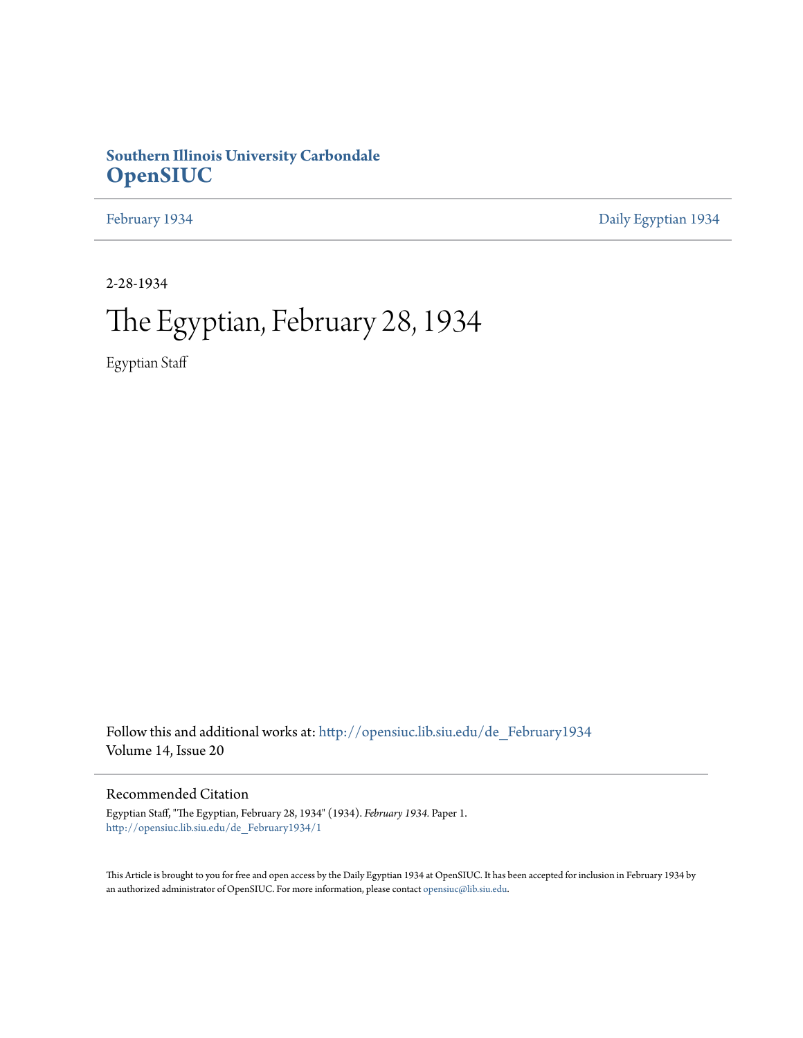**Southern Illinois University Carbondale**
# OpenSIUC

February 1934 | Daily Egyptian 1934

2-28-1934

# The Egyptian, February 28, 1934

Egyptian Staff

Follow this and additional works at: http://opensiuc.lib.siu.edu/de_February1934
Volume 14, Issue 20

## Recommended Citation

Egyptian Staff, "The Egyptian, February 28, 1934" (1934). *February 1934.* Paper 1.
http://opensiuc.lib.siu.edu/de_February1934/1

This Article is brought to you for free and open access by the Daily Egyptian 1934 at OpenSIUC. It has been accepted for inclusion in February 1934 by an authorized administrator of OpenSIUC. For more information, please contact opensiuc@lib.siu.edu.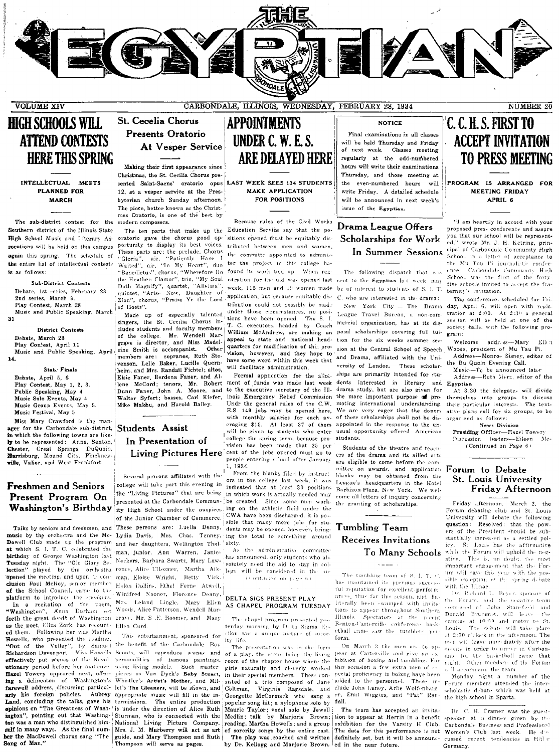# THE EGYPTIAN

VOLUME XIV — CARBONDALE, ILLINOIS, WEDNESDAY, FEBRUARY 28, 1934 — NUMBER 20

## HIGH SCHOOLS WILL ATTEND CONTESTS HERE THIS SPRING

### INTELLECTUAL MEETS PLANNED FOR MARCH

The sub-district contest for the Southern district of the Illinois State High School Music and Literary Associations will be held on this campus again this spring. The schedule of the entire list of intellectual contests is as follows:

**Sub-District Contests**

Debate, 1st series, February 23
2nd series, March 9.
Play Contest, March 28
Music and Public Speaking, March 31

**District Contests**

Debate, March 23
Play Contest, April 11
Music and Public Speaking, April 14.

**State Finals**

Debate, April 5, 6
Play Contest, May 1, 2, 3.
Public Speaking, May 4
Music Solo Events, May 4
Music Group Events, May 5.
Music Festival, May 5

Miss Mary Crawford is the manager for the Carbondale sub-district, in which the following towns are likely to be represented: Anna, Benton, Chester, Creal Springs, DuQuoin, Harrisburg, Mound City, Pinckneyville, Valier, and West Frankfort.

## Freshmen and Seniors Present Program On Washington's Birthday

Talks by seniors and freshmen, and music by the orchestra and the McDowell Club made up the program at which S. I. T. C. celebrated the birthday of George Washington last Tuesday night. The "Old Glory Selection" played by the orchestra opened the meeting, and upon its conclusion Paul McRoy, senior member of the School Council, came to the platform to introduce the speakers.

In a recitation of the poem, "Washington," Anna Durham set forth the great deeds of Washington as the poet, Eliza Zork, has recounted them. Following her was Martha Howells, who presented the reading, "Out of the Valley", by Samuel Richardson Davenport. Miss Howells effectively put scenes of the Revolutionary period before her audience. Hazel Towery appeared next, offering a delineaton of Washington's farewell address, discussing particularly his foreign policies. Aubrey Land, concluding the talks, gave his opinions on "The Greatness of Washington", pointing out that Washington was a man who distinguished himself in many ways. As the final number the MacDowell chorus sang "The Song of Man."

## St. Cecelia Chorus Presents Oratorio At Vesper Service

Making their first appearance since Christmas, the St. Cecilia Chorus presented Saint-Saens' oratorio opus 12, at a vesper service at the Presbyterian church Sunday afternoon. The piece, better known as the Christmas Oratorio, is one of the best by modern composers.

The ten parts that make up the oratorio gave the chorus good opportunity to display its best voices. These parts are: the prelude, Chorus "Gloria", air, "Patiently Have I Waited", air, "In My Heart", duo "Benedictus", chorus, "Wherefore Do the Heathen Clamor", trio, "My Soul Doth Magnify", quartet, "Alleluia", quintet, "Arise Now, Daughter of Zion", chorus, "Praise Ye the Lord of Hosts".

Made up of especially talented singers, the St. Cecilia Chorus includes students and faculty members of the college. Mr. Wendell Margrave is director, and Miss Madeleine Smith is accompanist. Other members are: sopranes, Ruth Stevenson, Lelle Baker, Lucille Quernheim, and Mrs. Randall Fichtel; altos, Elsie Faner, Berdena Faner, and Allene McCord; tenors, Mr. Robert Dunn Faner, John A. Moore, and Walter Syfert; basses, Carl Kiefer, Mike Makhu, and Harold Bailey.

## Students Assist In Presentation of Living Pictures Here

Several persons affiliated with the college will take part this evening in the "Living Pictures" that are being presented at the Carbondale Community High School under the auspices of the Junior Chamber of Commerce. These persons are: Luella Denny, Lydia Davis, Mrs. Chas. Tenney, and her daughters, Wellington Thalman, junior, Ann Warren, Janice Neckers, Barbara Swartz, Mary Lawrence, Alice Ullromer, Martha Aikman, Eloise Wright, Betty Vick, Helen Dollins, Ethel Ferne Atwell, Winifred Nooner, Florence Denny, Mrs. Leland Lingle, Mary Ellen Woods, Alice Patterson, Wendell Margrave, Mr. S. E. Boomer, and Mary Ellen Curd.

This entertainment, sponsored for the benefit of the Carbondale Boy Scouts, will reproduce scenes and personalities of famous paintings, using living models. Such masterpieces as Van Dyck's **Baby Stuart**, Whistler's **Artist's Mother**, and Millet's **The Gleaners**, will be shown, and appropriate music will fill in the intermissions. The entire production is under the direction of Alice Ruth Sturman, who is connected with the National Living Picture Company. Mrs. J. M. Marberry will act as art guide, and Mary Thompson and Ruth Thompson will serve as pages.

## APPOINTMENTS UNDER C. W. E. S. ARE DELAYED HERE

### LAST WEEK SEES 134 STUDENTS MAKE APPLICATION FOR POSITIONS

Because rules of the Civil Works Education Service say that the positions opened must be equitably distributed between men and women, the committe appointed to administer the project in this college has found its work tied up. When registration for the aid was opened last week, 115 men and 19 women made application, but because equitable distribution could not possibly be made under those circumstances, no positions have been opened. The S. I. T. C. executors, headed by Coach William McAndrew, are making an appeal to state and national headquarters for modification of this provision, however, and they hope to have some word within this week that will facilitate administration.

Formal application for the allotment of funds was made last week to the executive secretary of the Illinois Emergency Relief Commission Undr the general rules of the C.W. E.S. 149 jobs may be opened here, with monthly salaries for each averaging $15. At least 37 of them will be given to students who enter college the spring term, because provision has been made that 25 per cent of the jobs opened must go to people entering school after January 1, 1934.

From the blanks filed by instructors in the college last week, it was indicated that at least 30 positions in which work is actually needed may be created. Since some men working on the athletic field under the CWA have been discharged, it is possible that many more jobs for students may be opened, however, bringing the total to something around sixty.

As the administrative committee has announced, only students who absolutely need the aid to stay in college will be considered in the ...

(Continued on page 6)

### DELTA SIGS PRESENT PLAY AS CHAPEL PROGRAM TUESDAY

The chapel program presented yesterday morning by Delta Sigma Epsilon was a unique picture of sorority life.

The presentation was in the form of a play, the scene being the living room of the chapter house where the girls naturally and cleverly worked in their special members. These consisted of a trio composed of Jane Coltman, Virginia Ragsdale, and Georgette McCormack who sang a popular song hit; a xylophone solo by Maurie Taylor; vocal solo by Jewell Medlin; talk by Marjorie Brown; reading, Martha Howells; and a group of sorority songs by the entire cast.

The play was coached and written by Dr. Kellogg and Marjorie Brown.

### NOTICE

Final examinations in all classes will be held Thursday and Friday of next week. Classes meeting regularly at the odd-numbered hours will write their examinations Thursday, and those meeting at the even-numbered hours will write Friday. A detailed schedule will be announced in next week's issue of the **Egyptian**.

## Drama League Offers Scholarships for Work In Summer Sessions

The following dispatch that was sent to the **Egyptian** last week may be of interest to students of S. I. T. C. who are interested in the drama:

New York City — The Drama League Travel Bureau, a non-commercial organization, has at its disposal scholarships covering full tuition for the six weeks summer session at the Central School of Speech and Drama, affiliated with the University of London. These scholarships are primarily intended for students interested in literary and drama study, but are also given for the more important purpose of promoting international understanding. We are very eager that the donors of these scholarships shall not be disappointed in the response to the unusual opportunity offered American students.

Students of the theatre and teachers of the drama and its allied arts are eligible to come before the committee on awards, and application blanks may be obtained from the League's headquarters in the Hotel Barbizon-Plaza, New York. We welcome all letters of inquiry concerning the granting of scholarships.

## Tumbling Team Receives Invitations To Many Schools

The tumbling team of S. I. T. C. has maintained its previous successful reputation for excellent performances, thus far this season, and has literally been swamped with invitations to appear throughout Southern Illinois. Spectators at the recent Benton-Carterville conference basketball game saw the tumblers perform.

On March 3 the men are to appear at Carterville and give an exhibition of boxing and tumbling. For this occasion a few extra men of especial proficiency in boxing have been added to the personnel. These include John Laney, Arlie Wolfenbarger, Emil Wiggins, and "Pat" Randall.

The team has accepted an invitation to appear at Herrin in a benefit exhibition for the Varsity H Club. The date for this performance is not definitely set, but it will be announced in the near future.

## C. C. H. S. FIRST TO ACCEPT INVITATION TO PRESS MEETING

### PROGRAM IS ARRANGED FOR MEETING FRIDAY APRIL 6

"I am heartily in accord with your proposed press conference and assure you that our school will be represented," wrote Mr. J. H. Ketring, principal of Carbondale Community High School, in a letter of acceptance to the Mu Tau Pi journalistic conference. Carbondale Community High School, was the first of the forty-five schools invited to accept the fraternity's invitation.

The conference, scheduled for Friday, April 6, will open with registration at 2:00. At 2:30 a general session will be held at one of the society halls, with the following program:

Welcome address—Mary Ellen Woods, president of Mu Tau Pi.
Address—Monroe Sisney, editor of the Du Quoin Evening Call.
Music—To be announced later
Address—Ruth Merz, editor of the Egyptian

At 3:30 the delegates will divide themselves into groups to discuss their particular interests. The tentative plans call for six groups, to be organized as follows:

**News Division**

**Presiding** Officer—Hazel Towery
Discussion leaders—Eileen Mc-
(Continued on Page 6)

## Forum to Debate St. Louis University Friday Afternoon

Friday afternoon, March 2, the Forum debating club and St. Louis University will debate the following question: Resolved: that the powers of the President should be substantially increased as a settled policy. St. Louis has the affirmative while the Forum will uphold the negative. This is, no doubt, the most important engagement that the Forum will have this year with the possible exception of the spring debate with the Illinae.

Dr. Richard L. Beyer, sponsor of the Forum, and the negative team composed of John Stansfield and Donald Brummet, will leave the campus at 10:30 and motor to St. Louis. The debate will take place at 2:30 o'clock in the afternoon. The men will leave immediately after the debate in order to arrive in Carbondale for the basketball game that night. Other members of the Forum will accompany the team.

Monday night a number of the Forum members attended the interscholastic debate which was held at the high school in Sparta.

Dr. C. H. Cramer was the guest speaker at a dinner given by the Carbondale Business and Professional Women's Club last week. He discussed recent tendencies in Hitler Germany.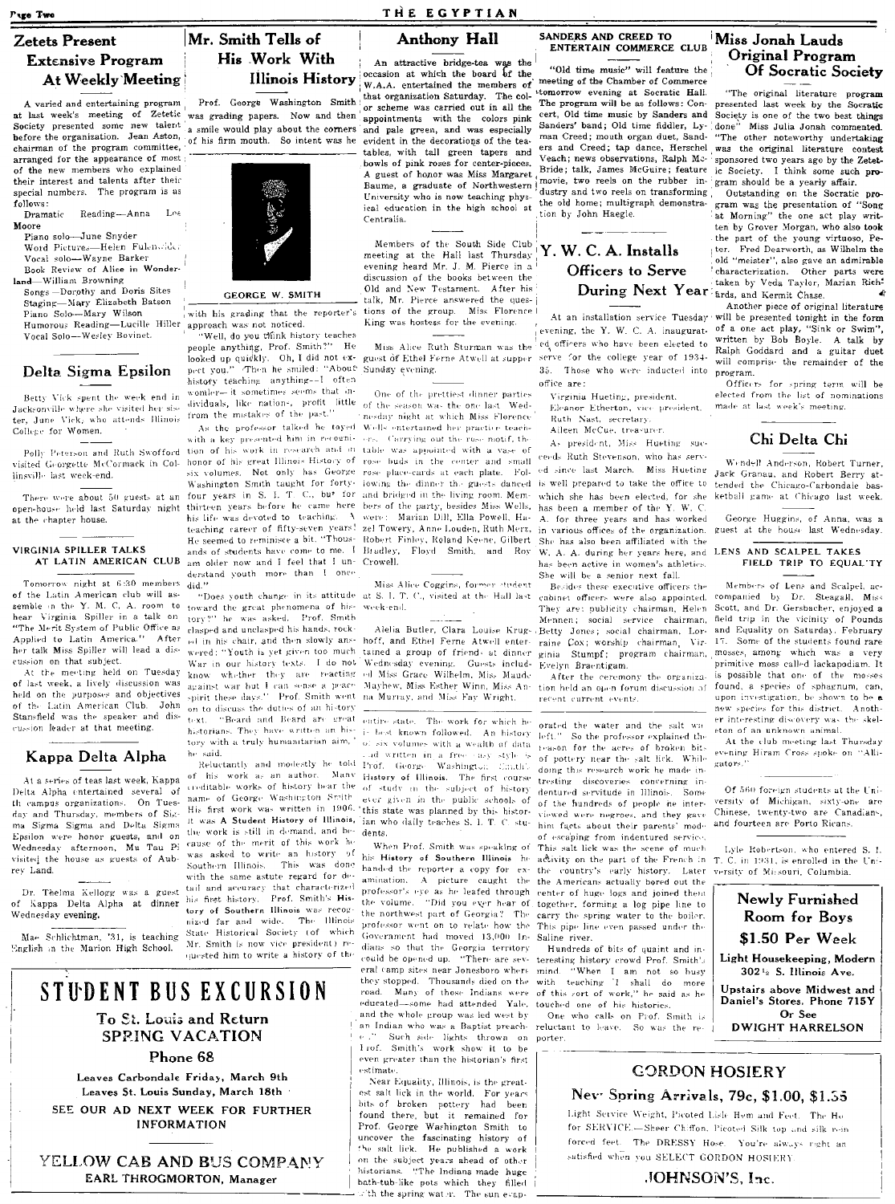## Zetets Present Extensive Program At Weekly Meeting

A varied and entertaining program at last week's meeting of Zetetic Society presented some new talent before the organization. Jean Aston, chairman of the program committee, arranged for the appearance of most of the new members who explained their interest and talents after their special numbers. The program is as follows:

Dramatic Reading—Anna Lou Moore
Piano solo—June Snyder
Word Pictures—Helen Fulenwider
Vocal solo—Wayne Barker
Book Review of Alice in Wonderland—William Browning
Songs—Dorothy and Doris Sites
Staging—Mary Elizabeth Batson
Piano Solo—Mary Wilson
Humorous Reading—Lucille Hiller
Vocal Solo—Wesley Bovinet.

## Delta Sigma Epsilon

Betty Vick spent the week end in Jacksonville where she visited her sister, June Vick, who attends Illinois College for Women.

Polly Peterson and Ruth Swofford visited Georgette McCormack in Collinsville last week-end.

There were about 50 guests at an open-house held last Saturday night at the chapter house.

### VIRGINIA SPILLER TALKS AT LATIN AMERICAN CLUB

Tomorrow night at 6:30 members of the Latin American club will assemble in the Y. M. C. A. room to hear Virginia Spiller in a talk on "The Merit System of Public Office as Applied to Latin America." After her talk Miss Spiller will lead a discussion on that subject.

At the meeting held on Tuesday of last week, a lively discussion was held on the purposes and objectives of the Latin American Club. John Stansfield was the speaker and discussion leader at that meeting.

## Kappa Delta Alpha

At a series of teas last week, Kappa Delta Alpha entertained several of the campus organizations. On Tuesday and Thursday, members of Sigma Sigma Sigma and Delta Sigma Epsilon were honor guests, and on Wednesday afternoon, Mu Tau Pi visited the house as guests of Aubrey Land.

Dr. Thelma Kellogg was a guest of Kappa Delta Alpha at dinner Wednesday evening.

Mae Schlichtman, '31, is teaching English in the Marion High School.

## Mr. Smith Tells of His Work With Illinois History

Prof. George Washington Smith was grading papers. Now and then a smile would play about the corners of his firm mouth. So intent was he

GEORGE W. SMITH

with his grading that the reporter's approach was not noticed.

"Well, do you think history teaches people anything, Prof. Smith?" He looked up quickly. Oh, I did not expect you." Then he smiled: "About history teaching anything—I often wonder—it sometimes seems that individuals, like nations, profit little from the mistakes of the past."

As the professor talked he toyed with a key presented him in recognition of his work in research and in honor of his great Illinois History of six volumes. Not only has George Washington Smith taught for forty-four years in S. I. T. C., but for thirteen years before he came here his life was devoted to teaching. A teaching career of fifty-seven years! He seemed to reminisce a bit. "Thousands of students have come to me. I am older now and I feel that I understand youth more than I once did."

"Does youth change in its attitude toward the great phenomena of history?" he was asked. Prof. Smith clasped and unclasped his hands, rocked in his chair, and then slowly answered: "Youth is yet given too much War in our history texts. I do not know whether they are reacting against war but I can sense a peace spirit these days." Prof. Smith went on to discuss the duties of an history text. "Beard and Beard are great historians. They have written an history with a truly humanitarian aim," he said.

Reluctantly and modestly he told of his work as an author. Many creditable works of history bear the name of George Washington Smith. His first work was written in 1906. It was **A Student History of Illinois**, the work is still in demand, and because of the merit of this work he was asked to write an history of Southern Illinois. This was done with the same astute regard for detail and accuracy that characterized his first history. Prof. Smith's **History of Southern Illinois** was recognized far and wide. The Illinois State Historical Society (of which Mr. Smith is now vice president) requested him to write a history of the entire state. The work for which he is best known followed. An history of six volumes with a wealth of data and written in a free easy style is Prof. George Washington Smith's History of Illinois. The first course of study in the subject of history ever given in the public schools of this state was planned by this historian who daily teaches S. I. T. C. students.

When Prof. Smith was speaking of his **History of Southern Illinois** he handed the reporter a copy for examination. A picture caught the professor's eye as he leafed through the volume. "Did you ever hear of the northwest part of Georgia? The professor went on to relate how the Government had moved 13,000 Indians so that the Georgia territory could be opened up. "There are several camp sites near Jonesboro where they stopped. Thousands died on the road. Many of these Indians were educated—some had attended Yale, and the whole group was led west by an Indian who was a Baptist preacher." Such side lights thrown on Prof. Smith's work show it to be even greater than the historian's first estimate.

Near Equality, Illinois, is the greatest salt lick in the world. For years bits of broken pottery had been found there, but it remained for Prof. George Washington Smith to uncover the fascinating history of the salt lick. He published a work on the subject years ahead of other historians. "The Indians made huge bath-tub-like pots which they filled with the spring water. The sun evaporated the water and the salt was left." So the professor explained the reason for the acres of broken bits of pottery near the salt lick. While doing this research work he made interesting discoveries concerning indentured servitude in Illinois. Some of the hundreds of people he interviewed were negroes, and they gave him facts about their parents' mode of escaping from indentured service. This salt lick was the scene of much activity on the part of the French in the country's early history. Later the Americans actually bored out the center of huge logs and joined them together, forming a log pipe line to carry the spring water to the boiler. This pipe line even passed under the Saline river.

Hundreds of bits of quaint and interesting history crowd Prof. Smith's mind. "When I am not so busy with teaching I shall do more of this sort of work," he said as he touched one of his histories.

One who calls on Prof. Smith is reluctant to leave. So was the reporter.

## Anthony Hall

An attractive bridge-tea was the occasion at which the board of the W.A.A. entertained the members of that organization Saturday. The color scheme was carried out in all the appointments with the colors pink and pale green, and was especially evident in the decorations of the tea-tables, with tall green tapers and bowls of pink roses for center-pieces. A guest of honor was Miss Margaret Baume, a graduate of Northwestern University who is now teaching physical education in the high school at Centralia.

Members of the South Side Club meeting at the Hall last Thursday evening heard Mr. J. M. Pierce in a discussion of the books between the Old and New Testament. After his talk, Mr. Pierce answered the questions of the group. Miss Florence King was hostess for the evening.

Miss Alice Ruth Sturman was the guest of Ethel Ferne Atwell at supper Sunday evening.

One of the prettiest dinner parties of the season was the one last Wednesday night at which Miss Florence Wells entertained her practice teachers. Carrying out the rose motif, the table was appointed with a vase of rose buds in the center and small rose place-cards at each plate. Following the dinner the guests danced and bridged in the living room. Members of the party, besides Miss Wells, were: Marian Dill, Ella Powell, Hazel Towery, Anne Louden, Ruth Merz, Robert Finley, Roland Keene, Gilbert Bradley, Floyd Smith, and Roy Crowell.

Miss Alice Coggins, former student at S. I. T. C., visited at the Hall last week-end.

Alelia Butler, Clara Louise Krughoff, and Ethel Ferne Atwell entertained a group of friends at dinner Wednesday evening. Guests included Miss Grace Wilhelm, Miss Maude Mayhew, Miss Esther Winn, Miss Anna Murray, and Miss Fay Wright.

### SANDERS AND CREED TO ENTERTAIN COMMERCE CLUB

"Old time music" will feature the meeting of the Chamber of Commerce tomorrow evening at Socratic Hall. The program will be as follows: Concert, Old time music by Sanders and Sanders' band; Old time fiddler, Lyman Creed; mouth organ duet, Sanders and Creed; tap dance, Herschel Veach; news observations, Ralph McBride; talk, James McGuire; feature movie, two reels on the rubber industry and two reels on transforming the old home; multigraph demonstration by John Haegle.

## Y. W. C. A. Installs Officers to Serve During Next Year

At an installation service Tuesday evening, the Y. W. C. A. inaugurated officers who have been elected to serve for the college year of 1934-35. Those who were inducted into office are:

Virginia Hueting, president.
Eleanor Etherton, vice president.
Ruth Nast, secretary.
Aileen McCue, treasurer.

As president, Miss Hueting succeeds Ruth Stevenson, who has served since last March. Miss Hueting is well prepared to take the office to which she has been elected, for she has been a member of the Y. W. C. A. for three years and has worked in various offices of the organization. She has also been affiliated with the W. A. A. during her years here, and has been active in women's athletics. She will be a senior next fall.

Besides these executive officers the cabinet officers were also appointed. They are: publicity chairman, Helen Mennen; social service chairman, Betty Jones; social chairman, Lorraine Cox; worship chairman, Virginia Stumpf; program chairman, Evelyn Braentigam.

After the ceremony the organization held an open forum discussion of recent current events.

## Miss Jonah Lauds Original Program Of Socratic Society

"The original literature program presented last week by the Socratic Society is one of the two best things done" Miss Julia Jonah commented. "The other noteworthy undertaking was the original literature contest sponsored two years ago by the Zetetic Society. I think some such program should be a yearly affair.

Outstanding on the Socratic program was the presentation of "Song at Morning" the one act play written by Grover Morgan, who also took the part of the young virtuoso, Peter. Fred Dearworth, as Wilhelm the old "meister", also gave an admirable characterization. Other parts were taken by Veda Taylor, Marian Richards, and Kermit Chase.

Another piece of original literature will be presented tonight in the form of a one act play, "Sink or Swim", written by Bob Boyle. A talk by Ralph Goddard and a guitar duet will comprise the remainder of the program.

Officers for spring term will be elected from the list of nominations made at last week's meeting.

## Chi Delta Chi

Wendell Anderson, Robert Turner, Jack Granau, and Robert Berry attended the Chicago-Carbondale basketball game at Chicago last week.

George Huggins, of Anna, was a guest at the house last Wednesday.

### LENS AND SCALPEL TAKES FIELD TRIP TO EQUALITY

Members of Lens and Scalpel, accompanied by Dr. Steagall, Miss Scott, and Dr. Gersbacher, enjoyed a field trip in the vicinity of Pounds and Equality on Saturday, February 17. Some of the students found rare mosses, among which was a very primitive moss called lackapodiam. It is possible that one of the mosses found, a species of sphagnum, can, upon investigation, be shown to be a new species for this district. Another interesting discovery was the skeleton of an unknown animal.

At the club meeting last Thursday evening Hiram Cross spoke on "Alligators."

Of 560 foreign students at the University of Michigan, sixty-one are Chinese, twenty-two are Canadians, and fourteen are Porto Ricans.

Lyle Robertson, who entered S. I. T. C. in 1931, is enrolled in the University of Missouri, Columbia.

---

**Newly Furnished Room for Boys**
**$1.50 Per Week**
**Light Housekeeping, Modern**
**302½ S. Illinois Ave.**
**Upstairs above Midwest and Daniel's Stores. Phone 715Y Or See**
**DWIGHT HARRELSON**

---

# STUDENT BUS EXCURSION

**To St. Louis and Return**
**SPRING VACATION**
**Phone 68**

**Leaves Carbondale Friday, March 9th**
**Leaves St. Louis Sunday, March 18th**

**SEE OUR AD NEXT WEEK FOR FURTHER INFORMATION**

**YELLOW CAB AND BUS COMPANY**
**EARL THROGMORTON, Manager**

---

## GORDON HOSIERY

**New Spring Arrivals, 79c, $1.00, $1.35**

Light Service Weight, Picoted Lisle Hem and Feet. The Ho for SERVICE.—Sheer Chiffon, Picoted Silk top and silk reinforced feet. The DRESSY Hose. You're always right and satisfied when you SELECT GORDON HOSIERY.

**JOHNSON'S, Inc.**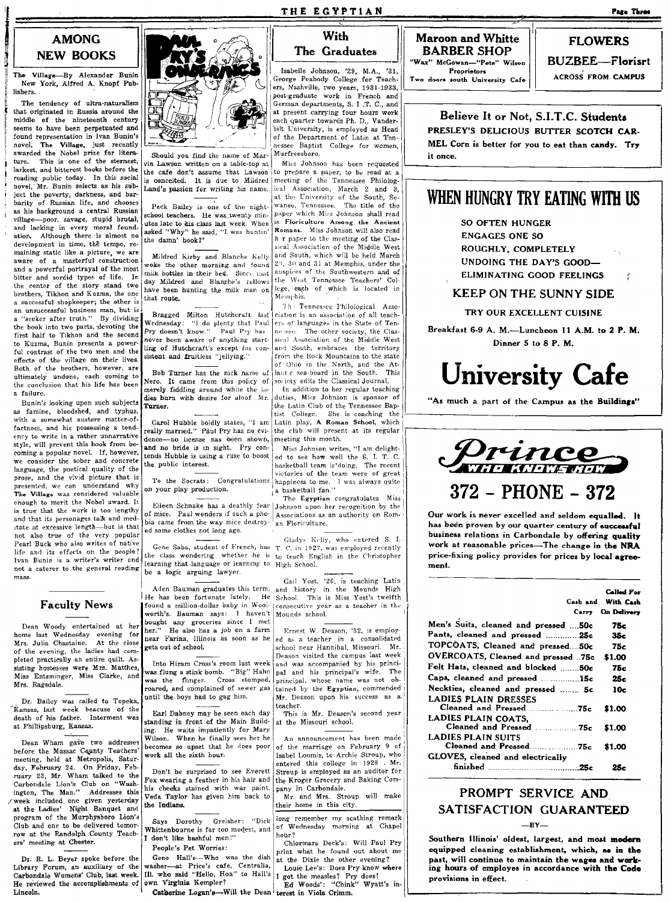## AMONG NEW BOOKS

**The Village**—By Alexander Bunin New York, Alfred A. Knopf Publishers.

The tendency of ultra-naturalism that originated in Russia around the middle of the nineteenth century seems to have been perpetuated and found representation in Ivan Bunin's novel, **The Village**, just recently awarded the Nobel prize for literature. This is one of the sternest, darkest, and bitterest books before the reading public today. In this social novel, Mr. Bunin selects as his subject the poverty, darkness, and barbarity of Russian life, and chooses as his background a central Russian village—poor, savage, stupid brutal, and lacking in every moral foundation. Although there is almost no development in time, the tempo, remaining static like a picture, we are aware of a masterful construction and a powerful portrayal of the most bitter and sordid types of life. In the center of the story stand two brothers, Tikhon and Kuzma, the one a successful shopkeeper; the other is an unsuccessful business man, but is a "seeker after truth." By dividing the book into two parts, devoting the first half to Tikhon and the second to Kuzma, Bunin presents a powerful contrast of the two men and the effects of the village on their lives. Both of the brothers, however, are ultimately undone, each coming to the conclusion that his life has been a failure.

Bunin's looking upon such subjects as famine, bloodshed, and typhus, with a somewhat austere matter-of-factness, and his possessing a tendency to write in a rather unnarrative style, will prevent this book from becoming a popular novel. If, however, we consider the sober and concrete language, the poetical quality of the prose, and the vivid picture that is presented, we can understand why **The Village** was considered valuable enough to merit the Nobel award. It is true that the work is too lengthy and that its personages talk and meditate at excessive length—but is that not also true of the very popular Pearl Buck who also writes of native life and its effects on the people? Ivan Bunin is a writer's writer and not a caterer to the general reading mass.

## Faculty News

Dean Woody entertained at her home last Wednesday evening for Mrs. Julia Chastaine. At the close of the evening, the ladies had completed practically an entire quilt. Assisting hostesses were Mrs. Matthes, Miss Entsminger, Miss Clarke, and Mrs. Ragsdale.

---

Dr. Bailey was called to Topeka, Kansas, last week beacuse of the death of his father. Interment was at Phillipsburg, Kansas.

---

Dean Wham gave two addresses before the Massac County Teachers' meeting, held at Metropolis, Saturday, February 24. On Friday, February 23, Mr. Wham talked to the Carbondale Lion's Club on "Washington, The Man." Addresses this week included one given yesterday at the Ladies' Night Banquet and program of the Murphysboro Lion's Club and one to be delivered tomorrow at the Randolph County Teachers' meeting at Chester.

---

Dr. R. L. Beyer spoke before the Library Forum, an auxiliary of the Carbondale Womens' Club, last week. He reviewed the accomplishments of Lincoln.

## PAUL PRY'S PONDERINGS

Should you find the name of Marvin Lawson written on a table-top at the cafe don't assume that Lawson is conceited. It is due to Mildred Land's passion for writing his name.

---

Peck Bailey is one of the night-school teachers. He was twenty minutes late to his class last week. When asked "Why" he said, "I was huntin' the damn' book!"

---

Mildred Kirby and Blanche Kelly woke the other morning and found milk bottles in their bed. Since that day Mildred and Blanche's fellows have been hunting the milk man on that route.

---

Bragged Milton Hutchcraft last Wednesday: "I do plenty that Paul Pry doesn't know." Paul Pry has never been aware of anything startling of Hutchcraft's except his consistent and fruitless "jellying."

---

Bob Turner has the nick name of Nero. It came from this policy of merely fiddling around while the ladies burn with desire for aloof Mr. Turner.

---

Carol Hubble boldly states, "I am really married." Paul Pry has no evidence—no license has been shown, and no bride is in sight. Pry contends Hubble is using a ruse to boost the public interest.

---

To the Socrats: Congratulations on your play production.

---

Eileen Schnake has a deathly fear of mice. Paul wonders if such a phobia came from the way mice destroyed some clothes not long ago.

---

Gene Saba, student of French, has the class wondering whether he is learning that language or learning to be a logic arguing lawyer.

---

Aden Bauman graduates this term. He has been fortunate lately. He found a million-dollar baby in Woolworth's. Bauman says: I haven't bought any groceries since I met her." He also has a job on a farm near Farina, Illinois as soon as he gets out of school.

---

Into Hiram Cross's room last week was flung a stink bomb. "Big" Hahn was the flinger. Cross stomped, roared, and complained of sewer gas until the boys had to gag him.

---

Earl Dabney may be seen each day standing in front of the Main Building. He waits impatiently for Mary Wilson. When he finally sees her he becomes so upset that he does poor work all the sixth hour.

---

Don't be surprised to see Everett Fox wearing a feather in his hair and his cheeks stained with war paint. Veda Taylor has given him back to the Indians.

---

Says Dorothy Greisher: "Dick Whittenbourne is far too modest, and I don't like bashful men!"

People's Pet Worries:

Gene Hall's—Who was the dish washer—at Price's cafe, Centralia, Ill. who said "Hello, Hon" to Hall's own Virginia Kempler?

Catherine Logan's—Will the Dean long remember my scathing remark of Wednesday morning at Chapel hour?

Chlormara Deck's: Will Paul Pry print what he found out about me at the Dixie the other evening?

Louie Lee's: Does Pry know where I got the measles? Pry does!

Ed Woods': "Chink" Wyatt's interest in Viola Crimm.

## With The Graduates

Isabelle Johnson, '29, M.A., '31, George Peabody College for Teachers, Nashville, two years, 1931-1933, post-graduate work in French and German departments, S. I .T. C., and at present carrying four hours work each quarter towards Ph. D., Vanderbilt University, is employed as Head of the Department of Latin at Tennessee Baptist College for women, Murfreesboro.

Miss Johnson has been requested to prepare a paper, to be read at a meeting of the Tennessee Philological Association, March 2 and 3, at the University of the South, Sewanee, Tennessee. The title of the paper which Miss Johnson shall read is **Floriculture Among the Ancient Romans.** Miss Johnson will also read her paper to the meeting of the Classical Association of the Middle West and South, which will be held March 29, 30 and 31 at Memphis, under the auspices of the Southwestern and of the West Tennessee Teachers' College, each of which is located in Memphis.

The Tennessee Philological Association is an association of all teachers of languages in the State of Tennessee. The other society, the Classical Association of the Middle West and South, embraces the territory from the Rock Mountains to the state of Ohio in the North, and the Atlantic sea-board in the South. This society edits the Classical Journal.

In addition to her regular teaching duties, Miss Johnson is sponsor of the Latin Club of the Tennessee Baptist College. She is coaching the Latin play, **A Roman School**, which the club will present at its regular meeting this month.

Miss Johnson writes, "I am delighted to see how well the S. I. T. C. basketball team is doing. The recent victories of the team were of great happiness to me. I was always quite a basketball fan."

**The Egyptian** congratulates Miss Johnson upon her recognition by the Associations as an authority on Roman Floriculture.

---

Gladys Kelly, who entered S. I. T. C. in 1927, was employed recently to teach English in the Christopher High School.

---

Gail Yost, '26, is teaching Latin and history in the Mounds High School. This is Miss Yost's twelfth consecutive year as a teacher in the Mounds school.

---

Ernest W. Deason, '32, is employed as a teacher in a consolidated school near Hannibal, Missouri. Mr. Deason visited the campus last week and was accompanied by his principal and his principal's wife. The principal, whose name was not obtained by the **Egyptian**, commended Mr. Deason upon his success as a teacher.

This is Mr. Deason's second year at the Missouri school.

---

An announcement has been made of the marriage on February 9 of Isabel Loomis, to Archie Stroup, who entered this college in 1928. Mr. Stroup is employed as an auditor for the Kroger Grocery and Baking Company in Carbondale.

Mr. and Mrs. Stroup will make their home in this city.

---

**Maroon and White BARBER SHOP**
"Wax" McGowan—"Pete" Wilson Proprietors
Two doors south University Cafe

---

**FLOWERS**
**BUZBEE—Florisrt**
ACROSS FROM CAMPUS

---

**Believe It or Not, S.I.T.C. Students**
PRESLEY'S DELICIOUS BUTTER SCOTCH CARMEL Corn is better for you to eat than candy. Try it once.

---

## WHEN HUNGRY TRY EATING WITH US

SO OFTEN HUNGER
ENGAGES ONE SO
ROUGHLY, COMPLETELY
UNDOING THE DAY'S GOOD—
ELIMINATING GOOD FEELINGS

**KEEP ON THE SUNNY SIDE**

TRY OUR EXCELLENT CUISINE

Breakfast 6-9 A. M.—Luncheon 11 A.M. to 2 P. M.
Dinner 5 to 8 P. M.

# University Cafe

"As much a part of the Campus as the Buildings"

---

**Prince** WHO KNOWS HOW

## 372 - PHONE - 372

Our work is never excelled and seldom equalled. It has been proven by our quarter century of successful business relations in Carbondale by offering quality work at reasonable prices—The change in the NRA price-fixing policy provides for prices by local agreement.

| | Cash and Carry | Called For With Cash On Delivery |
|---|---|---|
| Men's Suits, cleaned and pressed | 50c | 75c |
| Pants, cleaned and pressed | 25c | 35c |
| TOPCOATS, Cleaned and pressed | 50c | 75c |
| OVERCOATS, Cleaned and pressed | 75c | $1.00 |
| Felt Hats, cleaned and blocked | 50c | 75c |
| Caps, cleaned and pressed | 15c | 25c |
| Neckties, cleaned and pressed | 5c | 10c |
| LADIES PLAIN DRESSES Cleaned and Pressed | 75c | $1.00 |
| LADIES PLAIN COATS, Cleaned and Pressed | 75c | $1.00 |
| LADIES PLAIN SUITS Cleaned and Pressed | 75c | $1.00 |
| GLOVES, cleaned and electrically finished | 25c | 25c |

## PROMPT SERVICE AND SATISFACTION GUARANTEED

—BY—

Southern Illinois' oldest, largest, and most modern equipped cleaning establishment, which, as in the past, will continue to maintain the wages and working hours of employes in accordance with the Code provisions in effect.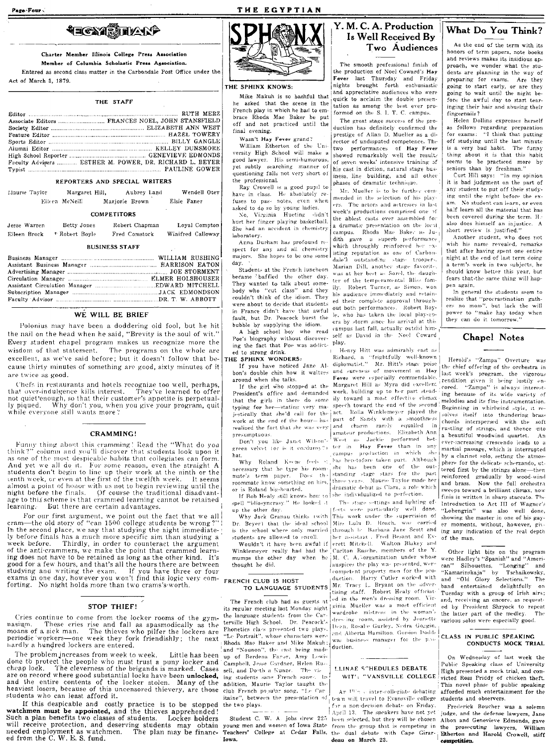# EGYPTIAN

**Charter Member Illinois College Press Association**

**Member of Columbia Scholastic Press Association.**

Entered as second class matter in the Carbondale Post Office under the Act of March 3, 1879.

### THE STAFF

Editor ... RUTH MERZ
Associate Editors ... FRANCES NOEL, JOHN STANSFIELD
Society Editor ... ELIZABETH ANN WEST
Feature Editor ... HAZEL TOWERY
Sports Editor ... BILLY GANGLE
Alumni Editor ... KELLEY DUNSMORE
High School Reporter ... GENEVIEVE EDMONDS
Faculty Advisers ... ESTHER M. POWER, DR. RICHARD L. BEYER
Typist ... PAULINE GOWER

### REPORTERS AND SPECIAL WRITERS

Maurie Taylor, Margaret Hill, Aubrey Land, Wendell Otey, Eileen McNeill, Marjorie Brown, Elsie Faner

### COMPETITORS

Jesse Warren, Betty Jones, Robert Chapman, Loyal Compton, Eileen Brock, Robert Boyle, Fred Comstock, Winifred Calloway

### BUSINESS STAFF

Business Manager ... WILLIAM RUSHING
Assistant Business Manager ... HARRISON EATON
Advertising Manager ... JOE STORMENT
Circulation Manager ... ELMER HOLSHOUSER
Assistant Circulation Manager ... EDWARD MITCHELL
Subscription Manager ... JACK EDMONDSON
Faculty Advisor ... DR. T. W. ABBOTT

## WE WILL BE BRIEF

Polonius may have been a doddering old fool, but he hit the nail on the head when he said, "Brevity is the soul of wit." Every student chapel program makes us recognize more the wisdom of that statement. The programs on the whole are excellent, as we've said before; but it doesn't follow that because thirty minutes of something are good, sixty minutes of it are twice as good.

Chefs in restaurants and hotels recognize too well, perhaps, that over-indulgence kills interest. They've learned to offer not quiet'enough, so that their customer's appetite is perpetually piqued. Why don't you, when you give your program, quit while everyone still wants more?

## CRAMMING!

Funny thing about this cramming! Read the "What do you think?" column and you'll discover that students look upon it as one of the most despicable habits that collegiates can form. And yet we all do it. For some reason, even the straight A students don't begin to line up their work at the ninth or the tenth week, or even at the first of the twelfth week. It seems almost a point of honor with us not to begin reviewing until the night before the finals. Of course the traditional disadvantage to this scheme is that crammed learning cannot be retained learning. But there are certain advantages.

For our first argument, we point out the fact that we all cram—the old story of "can 1500 college students be wrong?" In the second place, we say that studying the night immediately before finals has a much more specific aim than studying a week before. Thirdly, in order to counteract the argument of the anti-crammers, we make the point that crammed learning does not have to be retained as long as the other kind. It's good for a few hours, and that's all the hours there are between studying and writing the exam. If you have three or four exams in one day, however you won't find this logic very comforting. No night holds more than two crams's-worth.

## STOP THIEF!

Cries continue to come from the locker rooms of the gymnasium. These cries rise and fall as spasmodically as the moans of a sick man. The thieves who pilfer the lockers are periodic workers—one week they fork friendlishly; the next hardly a hundred lockers are entered.

The problem increases from week to week. Little has been done to protect the people who must trust a puny locker and cheap lock. The cleverness of the brigands is marked. Cases are on record where good substantial locks have been **unlocked,** and the entire contents of the locker stolen. Many of the heaviest losers, because of this uncensored thievery, are those students who can least afford it.

If this despicable and costly practice is to be stopped **watchmen must be appointed,** and the thieves apprehended! Such a plan benefits two classes of students. Locker holders will receive protection, and deserving students may obtain needed employment as watchmen. The plan may be financed from the C. W. E. S. fund.

## SPHINX

**THE SPHINX KNOWS:**

Mike Makuh is so bashful that he asked that the scene in the French play in which he had to embrace Rhoda Mae Baker be put off and not practiced until the final evening.

Wasn't Hay Fever grand?

William Etherton of the University High School will make a good lawyer. His semi-humorous yet subtly searching manner of questioning falls not very short of the professional.

Ray Crowell is a good pupil to have in class. He absolutely refuses to pass notes, even when asked to do so by young ladies.

No, Virginia Hueting didn't hurt her finger playing basketball. She had an accident in chemistry laboratory.

Anna Durham has profound respect for any and all chemistry majors. She hopes to be one some day.

Students at the French luncheon became baffled the other day. They wanted to talk about somebody who "cut class" and they couldn't think of the idiom. They were about to decide that students in France didn't have that awful fault, but Dr. Peacock burst the bubble by supplying the idiom.

A high school boy who read Poe's biography without discovering the fact that Poe was addicted to strong drink.

**THE SPHINX WONDERS:**

If you have noticed Jane Albon's double chin how it waltzes around when she talks.

If the girl who stopped at the President's office and demanded that the girls in there do some typing for her—stating very majestically that she'd call for the work at the end of the hour—has realized the fact that she was very presumptuous.

Don't you like Janet Wilson's green velvet (or is it corduroy?) hat.

Why Roland Keene feels it necessary that he type his roommate's term paper. Does the roommate know something on him, or is Roland big-hearted.

If Bob Healy still knows how to spell "idiosyncrasy." He looked it up the other day.

Why Jack Granau thinks (with Dr. Beyer) that the ideal school is the school where only married students are allowed to enroll.

Wouldn't it have been awful if Winklemeyer really had had the mumps the other day when he thought he did.

## FRENCH CLUB IS HOST TO LANGUAGE STUDENTS

The French club had as guests at its regular meeting last Monday night the language students from the Carterville High School. Dr. Peacock's Phonetics class presented two plays, "Le Portrait", whose characters were Rhoda Mae Baker and Mike Makuh; and "Nounon", the cast being made up of Berdena Faner, Amy Lewis Campbell, Jesse Gardner, Helen Russell, and Dorth a Kunze. The visiting students sang French songs. In addition, Maurie Taylor taught the club French popular song, "Le Capitaine", between the presentation of the two plays.

Student C. W. A. jobs drew 225 young men and women of Iowa State Teachers' College at Cedar Falls, Iowa.

## Y. M. C. A. Production Is Well Received By Two Audiences

The smooth professional finish of the production of Noel Coward's **Hay Fever** last Thursday and Friday nights brought forth enthusiastic and appreciative audiences who were quick to acclaim the double presentation as among the best ever performed on the S. I. T. C. campus.

The great stage success of the production has definitely confirmed the prestige of Allan D. Mueller as a director of undisputed competence. The two performances of **Hay Fever** showed remarkably well the results of seven weeks' intensive training of his cast in diction, natural stage business, line building, and all other phases of dramatic technique.

Mr. Mueller is to be further commended in the selection of his players. The actors and actresses in last week's productions comprised one of the ablest casts ever assembled for a dramatic presentation on the local campus. Rhoda Mae Baker as Judith gave a superb performance which throughly reinforced her existing reputation as one of Carbondale's outstanding stage troopers. Marian Dill, another stage favorite, was at her best as Sorel, the daughter of the temperamental Bliss family. Robert Turner, as Simon, won his audience immediately and retained their complete approval throughout both performances. Robert Boyle, who has taken the local playgoers by storm since his arrival at this campus last fall, actually outdid himself as David in the Noel Coward play.

Henry Hitt was admirably cast as Richard, a "frightfully well-known diplomatist." Mr. Hitt's stage poise and sureness of movement in **Hay Fever** were especially commendable. Margaret Hill as Myra did excellent work, building up to her part steadily toward a most effective climax speech toward the end of the second act. Rolla Winklemeyer played the part of Sandy with a smoothness and charm rarely equalled in amateur productions. Elizabeth Ann West as Jackie performed better in **Hay Fever** than in any campus production in which she has heretofore taken part. Although she has been one of the outstanding stage stars for the past three years, Maurie Taylor made her dramatic debut as Clara, a role which she individualized to perfection.

The stage settings and lighting effects were particularly well done. This work under the supervision of Miss Lulu D. Roach, was carried through by Barbara Jane Scott and her assistant, Fred Besant and Everett Mitchell. Walton Blakey and Carlton Rasche, members of the Y. M. C. A. organization under whose auspices the play was presented, were competent property men for the production. Harry Cutler worked with Mr. Tracy L. Bryant on the advertising staff. Robert Healy officiated in the men's dressing room. Virginia Mueller was a most efficient wardrobe mistress in the woman's dressing room, assisted by Jeanette Doen, Rosalie Gurley, Nedra Goggin, and Alberta Hamilton. Gordon Dodds was business manager for the production.

## ILLINAE SCHEDULES DEBATE WITH EVANSVILLE COLLEGE

An Illinae inter-collegiate debating team will travel to Evansville college for a non-decision debate on Friday, April 13. The speakers have not yet been selected, but they will be chosen from the group that is competing in the dual debate with Cape Girardeau on March 23.

## What Do You Think?

As the end of the term with its honors of term papers, note books and reviews makes its insidious approach, we wonder what the students are planning in the way of preparing for exams. Are they going to start early, or are they going to wait until the night before the awful day to start tearing their hair and abusing their fingernails?

Helen Dollins expresses herself as follows regarding preparation for exams: "I think that putting off studying until the last minute is a very bad habit. The funny thing about it is that this habit seems to be practiced more by seniors than by freshman."

Curt Hill says: "In my opinion it is bad judgment on the part of any student to put off their studying until the night before the exam. No student can learn, or even half learn all the material that has been covered during the term. He also does himself an injustice. A short review is justified."

Another student, who does not wish his name revealed, remarks that after having spent one entire night at the end of last term doing a term's work in two subjects, he should know better this year, but fears that the same thing will happen again.

In general the students seem to realize that "procrastination gathers no moss", but lack the will power to "make hay today when they can do it tomorrow."

## Chapel Notes

Herold's "Zampa" Overture was the chief offering of the orchestra in last week's program, the vigorous rendition given it being justly encored. "Zampa" is always interesting because of its wide variety of melodies and its fine instrumentation. Beginning in whirlwind style, it resolves itself into thundering brass chords interspersed with the soft rustling of strings, and thence into a beautiful woodwind quartet. An ever-increasing crescendo leads to a martial passage, which is interrupted by a clarinet solo, setting the atmosphere for the delicate scherzando, uttered first by the strings alone—then reinforced gradually by wood-wind and brass. Now the full orchestra sweeps toward a brilliant climax, now finis is written in sharp staccato. The Introduction to Act III of Wagner's "Lohengrin" was also well done, showing the master in one of his gayer moments, without, however, giving any indication of the real depth of the man.

Other light bits on the program were Hadley's "Spanish" and "American" Silhouettes, "Longing" and "Kamarinskaja" by Tschaikowsky, and "Old Glory Selections." The band entertained delightfully on Tuesday with a group of Irish airs; and, receiving an encore, as requested by President Shryock to repeat the latter part of the medley. The various solos were especially good.

## CLASS IN PUBLIC SPEAKING CONDUCTS MOCK TRIAL

On Wednesday of last week the Public Speaking class of University High presented a mock trial, and convicted Ross Friddy of chicken theft. This novel phase of public speaking afforded much entertainment for the students and observers.

Frederick Boucher was a solemn judge, and the defense lawyers, Jane Albon and Genevieve Edmonds, gave the prosecuting lawyers, William Etherton and Harold Crowell, stiff competition.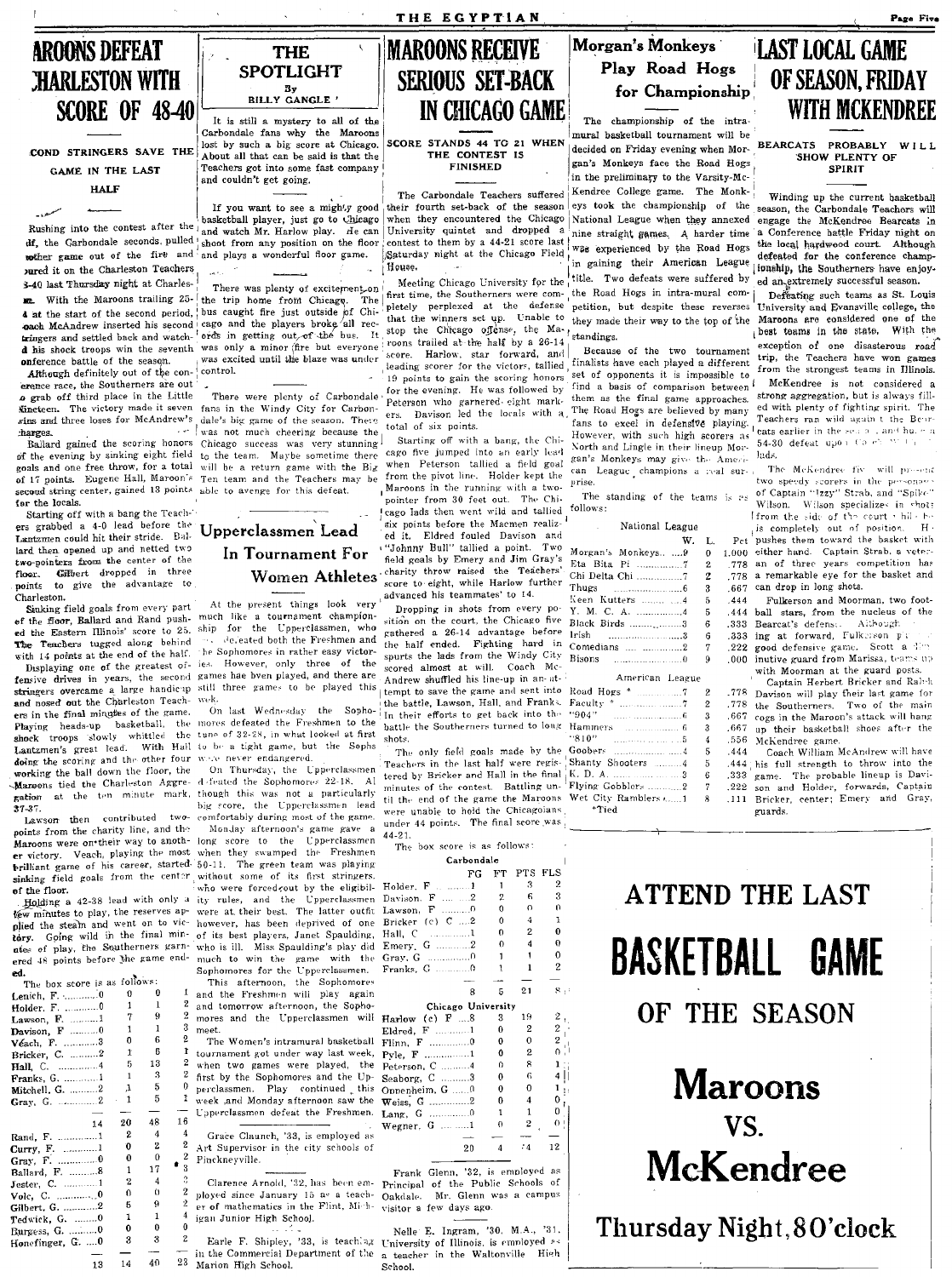# MAROONS DEFEAT CHARLESTON WITH SCORE OF 48-40

### SECOND STRINGERS SAVE THE GAME IN THE LAST HALF

Rushing into the contest after the half, the Carbondale seconds, pulled another game out of the fire and poured it on the Charleston Teachers 48-40 last Thursday night at Charleston. With the Maroons trailing 25-14 at the start of the second period, Coach McAndrew inserted his second stringers and settled back and watched his shock troops win the seventh conference battle of the season.

Although definitely out of the conference race, the Southerners are out to grab off third place in the Little Nineteen. The victory made it seven wins and three losses for McAndrew's charges.

Ballard gained the scoring honors of the evening by sinking eight field goals and one free throw, for a total of 17 points. Eugene Hall, Maroon's second string center, gained 13 points for the locals.

Starting off with a bang the Teachers grabbed a 4-0 lead before the Lantzmen could hit their stride. Ballard then opened up and netted two two-pointers from the center of the floor. Gilbert dropped in three points to give the advantage to Charleston.

Sinking field goals from every part of the floor, Ballard and Rand pushed the Eastern Illinois' score to 25. The Teachers tugged along behind with 14 points at the end of the half.

Displaying one of the greatest offensive drives in years, the second stringers overcame a large handicap and nosed out the Charleston Teachers in the final minutes of the game. Playing heads-up basketball, the shock troops slowly whittled the Lantzmen's great lead. With Hall doing the scoring and the other four working the ball down the floor, the Maroons tied the Charleston Aggregation at the ten minute mark, 37-37.

Lawson then contributed two points from the charity line, and the Maroons were on their way to another victory. Veach, playing the most brilliant game of his career, started sinking field goals from the center of the floor.

Holding a 42-38 lead with only a few minutes to play, the reserves applied the steam and went on to victory. Going wild in the final minutes of play, the Southerners garnered 48 points before the game ended.

The box score is as follows:

| | | | | |
|---|---|---|---|---|
| Lenich, F. | 0 | 0 | 0 | 1 |
| Holder, F. | 0 | 1 | 1 | 2 |
| Lawson, F. | 1 | 7 | 9 | 2 |
| Davison, F | 0 | 1 | 1 | 3 |
| Veach, F. | 3 | 0 | 6 | 2 |
| Bricker, C. | 2 | 1 | 5 | 1 |
| Hall, C. | 4 | 5 | 13 | 2 |
| Franks, G. | 1 | 1 | 3 | 2 |
| Mitchell, G. | 2 | 1 | 5 | 0 |
| Gray, G. | 2 | 1 | 5 | 1 |
| | 14 | 20 | 48 | 16 |
| Rand, F. | 1 | 2 | 4 | 4 |
| Curry, F. | 1 | 0 | 2 | 2 |
| Gray, F. | 0 | 0 | 0 | 2 |
| Ballard, F. | 8 | 1 | 17 | 3 |
| Jester, C. | 1 | 2 | 4 | 0 |
| Volc, C. | 0 | 0 | 0 | 2 |
| Gilbert, G. | 2 | 5 | 9 | 2 |
| Tedwick, G. | 0 | 1 | 1 | 4 |
| Burgess, G. | 0 | 0 | 0 | 0 |
| Honefinger, G. | 0 | 3 | 3 | 2 |
| | 13 | 14 | 40 | 23 |

# THE SPOTLIGHT

By BILLY GANGLE

It is still a mystery to all of the Carbondale fans why the Maroons lost by such a big score at Chicago. About all that can be said is that the Teachers got into some fast company and couldn't get going.

If you want to see a mighty good basketball player, just go to Chicago and watch Mr. Harlow play. He can shoot from any position on the floor and plays a wonderful floor game.

There was plenty of excitement on the trip home from Chicago. The bus caught fire just outside of Chicago and the players broke all records in getting out of the bus. It was only a minor fire but everyone was excited until the blaze was under control.

There were plenty of Carbondale fans in the Windy City for Carbondale's big game of the season. There was not much cheering because the Chicago success was very stunning to the team. Maybe sometime there will be a return game with the Big Ten team and the Teachers may be able to avenge for this defeat.

# Upperclassmen Lead In Tournament For Women Athletes

At the present things look very much like a tournament championship for the Upperclassmen, who ... defeated both the Freshmen and the Sophomores in rather easy victories. However, only three of the games hae been played, and there are still three games to be played this week.

On last Wednesday the Sophomores defeated the Freshmen to the tune of 32-28, in what looked at first to be a tight game, but the Sophs were never endangered.

On Thursday, the Upperclassmen defeated the Sophomores 22-18. Although this was not a particularly big score, the Upperclassmen lead comfortably during most of the game.

Monday afternoon's game gave a long score to the Upperclassmen when they swamped the Freshmen 50-11. The green team was playing without some of its first stringers, who were forced out by the eligibility rules, and the Upperclassmen were at their best. The latter outfit however, has been deprived of one of its best players, Janet Spaulding, who is ill. Miss Spaulding's play did much to win the game with the Sophomores for the Upperclassmen.

This afternoon, the Sophomores and the Freshmen will play again and tomorrow afternoon, the Sophomores and the Upperclassmen will meet.

The Women's intramural basketball tournament got under way last week, when two games were played, the first by the Sophomores and the Upperclassmen. Play continued this week and Monday afternoon saw the Upperclassmen defeat the Freshmen.

Grace Claunch, '33, is employed as Art Supervisor in the city schools of Pinckneyville.

Clarence Arnold, '32, has been employed since January 15 as a teacher of mathematics in the Flint, Michigan Junior High School.

Earle F. Shipley, '33, is teaching in the Commercial Department of the Marion High School.

# MAROONS RECEIVE SERIOUS SET-BACK IN CHICAGO GAME

### SCORE STANDS 44 TO 21 WHEN THE CONTEST IS FINISHED

The Carbondale Teachers suffered their fourth set-back of the season when they encountered the Chicago University quintet and dropped a contest to them by a 44-21 score last Saturday night at the Chicago Field House.

Meeting Chicago University for the first time, the Southerners were completely perplexed at the defense that the winners set up. Unable to stop the Chicago offense, the Maroons trailed at the half by a 26-14 score. Harlow, star forward, and leading scorer for the victors, tallied 19 points to gain the scoring honors for the evening. He was followed by Peterson who garnered eight markers. Davison led the locals with a total of six points.

Starting off with a bang, the Chicago five jumped into an early lead when Peterson tallied a field goal from the pivot line. Holder kept the Maroons in the running with a two-pointer from 30 feet out. The Chicago lads then went wild and tallied six points before the Macmen realized it. Eldred fouled Davison and "Johnny Bull" tallied a point. Two field goals by Emery and Jim Gray's charity throw raised the Teachers' score to eight, while Harlow further advanced his teammates' to 14.

Dropping in shots from every position on the court, the Chicago five gathered a 26-14 advantage before the half ended. Fighting hard in spurts the lads from the Windy City scored almost at will. Coach McAndrew shuffled his line-up in an attempt to save the game and sent into the battle, Lawson, Hall, and Franks. In their efforts to get back into the battle the Southerners turned to long shots.

The only field goals made by the Teachers in the last half were registered by Bricker and Hall in the final minutes of the contest. Battling until the end of the game the Maroons were unable to hold the Chicagoians under 44 points. The final score was 44-21.

The box score is as follows:

**Carbondale**

| | FG | FT | PTS | FLS |
|---|---|---|---|---|
| Holder, F | 1 | 1 | 3 | 2 |
| Davison, F | 2 | 2 | 6 | 3 |
| Lawson, F | 0 | 0 | 0 | 0 |
| Bricker (c) C | 2 | 0 | 4 | 1 |
| Hall, C | 1 | 0 | 2 | 0 |
| Emery, G | 2 | 0 | 4 | 0 |
| Gray, G | 0 | 1 | 1 | 0 |
| Franks, G | 0 | 1 | 1 | 2 |
| | 8 | 5 | 21 | 8 |

**Chicago University**

| | FG | FT | PTS | FLS |
|---|---|---|---|---|
| Harlow (c) F | 8 | 3 | 19 | 2 |
| Eldred, F | 1 | 0 | 2 | 2 |
| Flinn, F | 0 | 0 | 0 | 2 |
| Pyle, F | 1 | 0 | 2 | 0 |
| Peterson, C | 4 | 0 | 8 | 1 |
| Seaborg, C | 3 | 0 | 6 | 4 |
| Oppenheim, G | 0 | 0 | 0 | 1 |
| Weiss, G | 2 | 0 | 4 | 0 |
| Lang, G | 0 | 1 | 1 | 0 |
| Wegner, G | 1 | 0 | 2 | 0 |
| | 20 | 4 | 44 | 12 |

Frank Glenn, '32, is employed as Principal of the Public Schools of Oakdale. Mr. Glenn was a campus visitor a few days ago.

Nelle E. Ingram, '30, M.A., '31, University of Illinois, is employed as a teacher in the Waltonville High School.

# Morgan's Monkeys Play Road Hogs for Championship

The championship of the intramural basketball tournament will be decided on Friday evening when Morgan's Monkeys face the Road Hogs in the preliminary to the Varsity-McKendree College game. The Monkeys took the championship of the National League when they annexed nine straight games. A harder time was experienced by the Road Hogs in gaining their American League title. Two defeats were suffered by the Road Hogs in intra-mural competition, but despite these reverses they made their way to the top of the standings.

Because of the two tournament finalists have each played a different set of opponents it is impossible to find a basis of comparison between them as the final game approaches. The Road Hogs are believed by many fans to excel in defensive playing. However, with such high scorers as North and Lingle in their lineup Morgan's Monkeys may give the American League champions a real surprise.

The standing of the teams is as follows:

**National League**

| | W. | L. | Pct |
|---|---|---|---|
| Morgan's Monkeys | 9 | 0 | 1.000 |
| Eta Bita Pi | 7 | 2 | .778 |
| Chi Delta Chi | 7 | 2 | .778 |
| Thugs | 6 | 3 | .667 |
| Keen Kutters | 4 | 5 | .444 |
| Y. M. C. A. | 4 | 5 | .444 |
| Black Birds | 3 | 6 | .333 |
| Irish | 3 | 6 | .333 |
| Comedians | 2 | 7 | .222 |
| Bisons | 0 | 9 | .000 |

**American League**

| | W. | L. | Pct |
|---|---|---|---|
| Road Hogs * | 7 | 2 | .778 |
| Faculty * | 7 | 2 | .778 |
| "904" | 6 | 3 | .667 |
| Hammers | 6 | 3 | .667 |
| "810" | 5 | 4 | .556 |
| Goobers | 4 | 5 | .444 |
| Shanty Shooters | 4 | 5 | .444 |
| K. D. A. | 3 | 6 | .333 |
| Flying Gobblers | 2 | 7 | .222 |
| Wet City Ramblers | 1 | 8 | .111 |

*Tied

# LAST LOCAL GAME OF SEASON, FRIDAY WITH McKENDREE

### BEARCATS PROBABLY WILL SHOW PLENTY OF SPIRIT

Winding up the current basketball season, the Carbondale Teachers will engage the McKendree Bearcats in a Conference battle Friday night on the local hardwood court. Although defeated for the conference championship, the Southerners have enjoyed an extremely successful season.

Defeating such teams as St. Louis University and Evansville college, the Maroons are considered one of the best teams in the state. With the exception of one disasterous road trip, the Teachers have won games from the strongest teams in Illinois.

McKendree is not considered a strong aggregation, but is always filled with plenty of fighting spirit. The Teachers ran wild against the Bearcats earlier in the season, and handed a 54-30 defeat upon the ... lads.

The McKendree five will present two speedy scorers in the persons of Captain "Izzy" Strab, and "Spike" Wilson. Wilson specializes in shots from the side of the court while he is completely out of position. He pushes them toward the basket with either hand. Captain Strab, a veteran of three years competition has a remarkable eye for the basket and can drop in long shots.

Fulkerson and Moorman, two football stars, from the nucleus of the Bearcat's defense. Although ... ing at forward, Fulkerson ... good defensive game. Scott a ... inutive guard from Marissa, teams up with Moorman at the guard posts.

Captain Herbert Bricker and Ralph Davison will play their last game for the Southerners. Two of the main cogs in the Maroon's attack will hang up their basketball shoes after the McKendree game.

Coach William McAndrew will have his full strength to throw into the game. The probable lineup is Davison and Holder, forwards, Captain Bricker, center; Emery and Gray, guards.

# ATTEND THE LAST BASKETBALL GAME OF THE SEASON

# Maroons VS. McKendree

# Thursday Night, 8 O'clock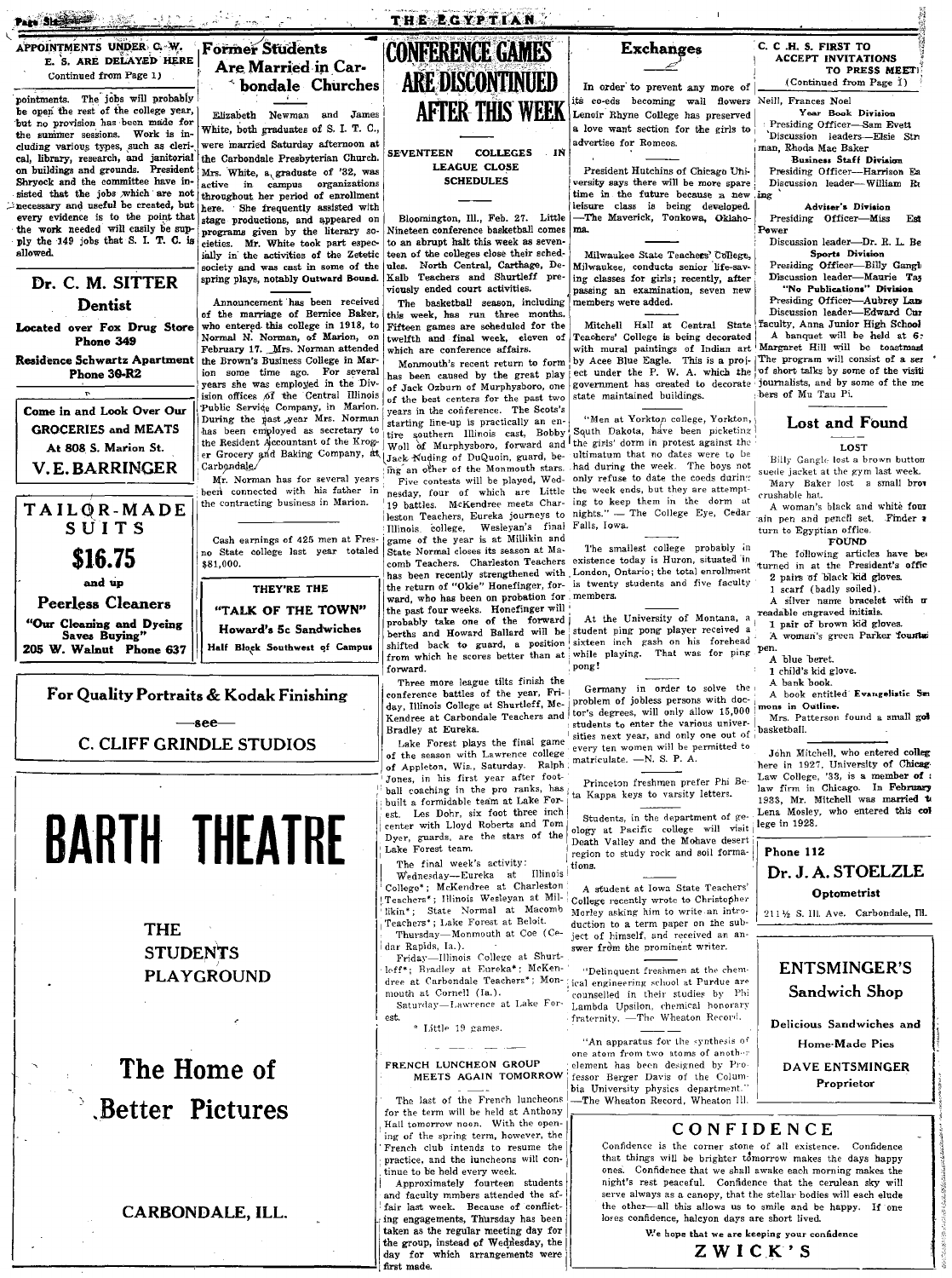## APPOINTMENTS UNDER C. W. E. S. ARE DELAYED HERE

Continued from Page 1)

pointments. The jobs will probably be open the rest of the college year, but no provision has been made for the summer sessions. Work is including various types, such as clerical, library, research, and janitorial on buildings and grounds. President Shryock and the committee have insisted that the jobs which are not necessary and useful be created, but every evidence is to the point that the work needed will easily be supply the 149 jobs that S. I. T. C. is allowed.

---

**Dr. C. M. SITTER**
**Dentist**

Located over Fox Drug Store
Phone 349

Residence Schwartz Apartment
Phone 30-R2

---

**Come in and Look Over Our GROCERIES and MEATS**
**At 808 S. Marion St.**
**V. E. BARRINGER**

---

**TAILOR-MADE SUITS**
**$16.75**
**and up**

**Peerless Cleaners**
"Our Cleaning and Dyeing Saves Buying"
205 W. Walnut Phone 637

---

## Former Students Are Married in Carbondale Churches

Elizabeth Newman and James White, both graduates of S. I. T. C., were married Saturday afternoon at the Carbondale Presbyterian Church. Mrs. White, a graduate of '32, was active in campus organizations throughout her period of enrollment here. She frequently assisted with stage productions, and appeared on programs given by the literary societies. Mr. White took part especially in the activities of the Zetetic society and was cast in some of the spring plays, notably Outward Bound.

Announcement has been received of the marriage of Bernice Baker, who entered this college in 1918, to Normal N. Norman, of Marion, on February 17. Mrs. Norman attended the Brown's Business College in Marion some time ago. For several years she was employed in the Division offices of the Central Illinois Public Service Company, in Marion. During the past year Mrs. Norman has been employed as secretary to the Resident Accountant of the Kroger Grocery and Baking Company, at Carbondale.

Mr. Norman has for several years been connected with his father in the contracting business in Marion.

---

Cash earnings of 425 men at Fresno State college last year totaled $81,000.

---

**THEY'RE THE "TALK OF THE TOWN"**
**Howard's 5c Sandwiches**
Half Block Southwest of Campus

---

## CONFERENCE GAMES ARE DISCONTINUED AFTER THIS WEEK

### SEVENTEEN COLLEGES IN LEAGUE CLOSE SCHEDULES

Bloomington, Ill., Feb. 27. Little Nineteen conference basketball comes to an abrupt halt this week as seventeen of the colleges close their schedules. North Central, Carthage, DeKalb Teachers and Shurtleff previously ended court activities.

The basketball season, including this week, has run three months. Fifteen games are scheduled for the twelfth and final week, eleven of which are conference affairs.

Monmouth's recent return to form has been caused by the great play of Jack Ozburn of Murphysboro, one of the best centers for the past two years in the conference. The Scots's starting line-up is practically an entire southern Illinois cast, Bobby Woll of Murphysboro, forward and Jack Nuding of DuQuoin, guard, being an other of the Monmouth stars.

Five contests will be played, Wednesday, four of which are Little 19 battles. McKendree meets Charleston Teachers, Eureka journeys to Illinois college, Wesleyan's final game of the year is at Millikin and State Normal closes its season at Macomb Teachers. Charleston Teachers has been recently strengthened with the return of "Okie" Honefinger, forward, who has been on probation for the past four weeks. Honefinger will probably take one of the forward berths and Howard Ballard will be shifted back to guard, a position from which he scores better than at forward.

Three more league tilts finish the conference battles of the year, Friday, Illinois College at Shurtleff, McKendree at Carbondale Teachers and Bradley at Eureka.

Lake Forest plays the final game of the season with Lawrence college of Appleton, Wis., Saturday. Ralph Jones, in his first year after football coaching in the pro ranks, has built a formidable team at Lake Forest. Les Dohr, six foot three inch center with Lloyd Roberts and Tom Dyer, guards, are the stars of the Lake Forest team.

The final week's activity:

Wednesday—Eureka at Illinois College*; McKendree at Charleston Teachers*; Illinois Wesleyan at Millikin*; State Normal at Macomb Teachers*; Lake Forest at Beloit.

Thursday—Monmouth at Coe (Cedar Rapids, Ia.).

Friday—Illinois College at Shurtleff*; Bradley at Eureka*; McKendree at Carbondale Teachers*; Monmouth at Cornell (Ia.).

Saturday—Lawrence at Lake Forest.

\* Little 19 games.

---

### FRENCH LUNCHEON GROUP MEETS AGAIN TOMORROW

The last of the French luncheons for the term will be held at Anthony Hall tomorrow noon. With the opening of the spring term, however, the French club intends to resume the practice, and the luncheons will continue to be held every week.

Approximately fourteen students and faculty mmbers attended the affair last week. Because of conflicting engagements, Thursday has been taken as the regular meeting day for the group, instead of Wednesday, the day for which arrangements were first made.

---

## Exchanges

In order to prevent any more of its co-eds becoming wall flowers Lenoir Rhyne College has preserved a love want section for the girls to advertise for Romeos.

President Hutchins of Chicago University says there will be more spare time in the future because a new leisure class is being developed. —The Maverick, Tonkowa, Oklahoma.

Milwaukee State Teachers' College, Milwaukee, conducts senior life-saving classes for girls; recently, after passing an examination, seven new members were added.

Mitchell Hall at Central State Teachers' College is being decorated with mural paintings of Indian art by Acee Blue Eagle. This is a project under the P. W. A. which the government has created to decorate state maintained buildings.

"Men at Yorkton college, Yorkton, South Dakota, have been picketing the girls' dorm in protest against the ultimatum that no dates were to be had during the week. The boys not only refuse to date the coeds during the week ends, but they are attempting to keep them in the dorm at nights." — The College Eye, Cedar Falls, Iowa.

The smallest college probably in existence today is Huron, situated in London, Ontario; the total enrollment is twenty students and five faculty members.

At the University of Montana, a student ping pong player received a sixteen inch gash on his forehead while playing. That was for ping pong!

Germany in order to solve the problem of jobless persons with doctor's degrees, will only allow 15,000 students to enter the various universities next year, and only one out of every ten women will be permitted to matriculate. —N. S. P. A.

Princeton freshmen prefer Phi Beta Kappa keys to varsity letters.

Students, in the department of geology at Pacific college will visit Death Valley and the Mohave desert region to study rock and soil formations.

A student at Iowa State Teachers' College recently wrote to Christopher Morley asking him to write an introduction to a term paper on the subject of himself, and received an answer from the prominent writer.

"Delinquent freshmen at the chemical engineering school at Purdue are counselled in their studies by Phi Lambda Upsilon, chemical honorary fraternity. —The Wheaton Record.

"An apparatus for the synthesis of one atom from two atoms of another element has been designed by Professor Berger Davis of the Columbia University physics department." —The Wheaton Record, Wheaton Ill.

---

## C. C. H. S. FIRST TO ACCEPT INVITATIONS TO PRESS MEET

(Continued from Page 1)

Neill, Frances Noel

**Year Book Division**
Presiding Officer—Sam Evett
Discussion leaders—Elsie Strman, Rhoda Mae Baker

**Business Staff Division**
Presiding Officer—Harrison Ea
Discussion leader—William Ri

**Adviser's Division**
Presiding Officer—Miss Est Power
Discussion leader—Dr. R. L. Be

**Sports Division**
Presiding Officer—Billy Gangl
Discussion leader—Maurie Ta

**"No Publications" Division**
Presiding Officer—Aubrey Lan
Discussion leader—Edward Cur faculty, Anna Junior High School

A banquet will be held at 6: Margaret Hill will be toastmast The program will consist of a ser of short talks by some of the visiti journalists, and by some of the me bers of Mu Tau Pi.

---

## Lost and Found

### LOST

Billy Gangle lost a brown button suede jacket at the gym last week.

Mary Baker lost a small brov crushable hat.

A woman's black and white four ain pen and pencil set. Finder r turn to Egyptian office.

### FOUND

The following articles have be turned in at the President's offic

- 2 pairs of black kid gloves.
- 1 scarf (badly soiled).
- A silver name bracelet with u readable engraved initials.
- 1 pair of brown kid gloves.
- A woman's green Parker fountai pen.
- A blue beret.
- 1 child's kid glove.
- A bank book.
- A book entitled Evangelistic Se mons in Outline.

Mrs. Patterson found a small gol basketball.

---

John Mitchell, who entered colleg here in 1927, University of Chicag Law College, '33, is a member of law firm in Chicago. In February 1933, Mr. Mitchell was married t Lena Mosley, who entered this col lege in 1928.

---

**Phone 112**
**Dr. J. A. STOELZLE**
**Optometrist**
211½ S. Ill. Ave. Carbondale, Ill.

---

**ENTSMINGER'S Sandwich Shop**
Delicious Sandwiches and Home-Made Pies
DAVE ENTSMINGER
Proprietor

---

**For Quality Portraits & Kodak Finishing**
—see—
**C. CLIFF GRINDLE STUDIOS**

---

# BARTH THEATRE

**THE STUDENTS PLAYGROUND**

# The Home of Better Pictures

**CARBONDALE, ILL.**

---

## CONFIDENCE

Confidence is the corner stone of all existence. Confidence that things will be brighter tomorrow makes the days happy ones. Confidence that we shall awake each morning makes the night's rest peaceful. Confidence that the cerulean sky will serve always as a canopy, that the stellar bodies will each elude the other—all this allows us to smile and be happy. If one loses confidence, halcyon days are short lived.

We hope that we are keeping your confidence

**ZWICK'S**